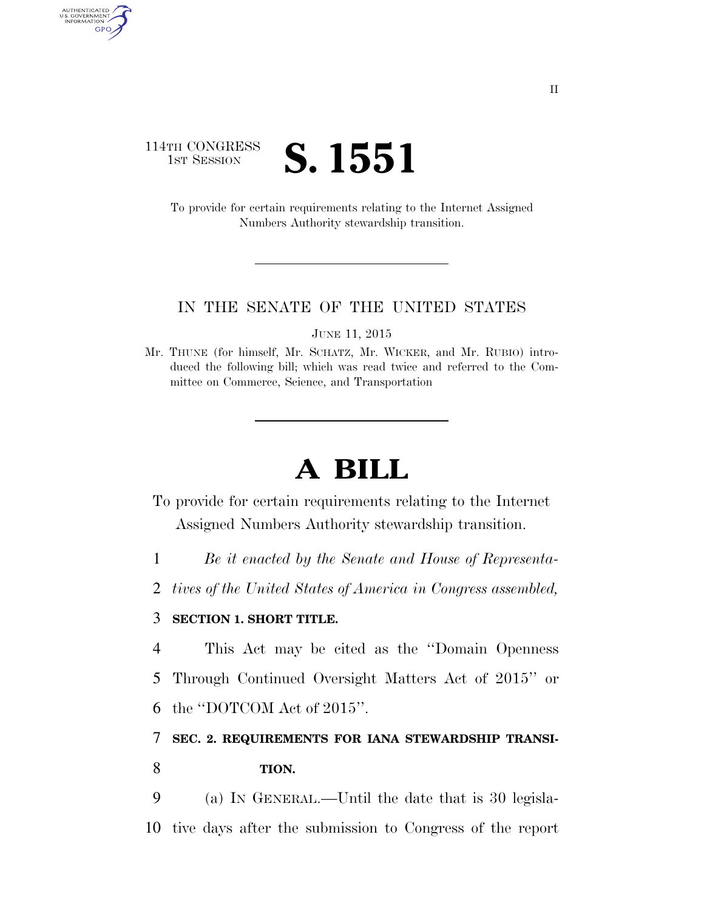114TH CONGRESS
1ST SESSION

# S. 1551

To provide for certain requirements relating to the Internet Assigned Numbers Authority stewardship transition.

IN THE SENATE OF THE UNITED STATES

JUNE 11, 2015

Mr. THUNE (for himself, Mr. SCHATZ, Mr. WICKER, and Mr. RUBIO) introduced the following bill; which was read twice and referred to the Committee on Commerce, Science, and Transportation

# A BILL

To provide for certain requirements relating to the Internet Assigned Numbers Authority stewardship transition.

1 *Be it enacted by the Senate and House of Representa-*
2 *tives of the United States of America in Congress assembled,*

3 **SECTION 1. SHORT TITLE.**

4 This Act may be cited as the "Domain Openness
5 Through Continued Oversight Matters Act of 2015" or
6 the "DOTCOM Act of 2015".

7 **SEC. 2. REQUIREMENTS FOR IANA STEWARDSHIP TRANSI-**
8 **TION.**

9 (a) IN GENERAL.—Until the date that is 30 legisla-
10 tive days after the submission to Congress of the report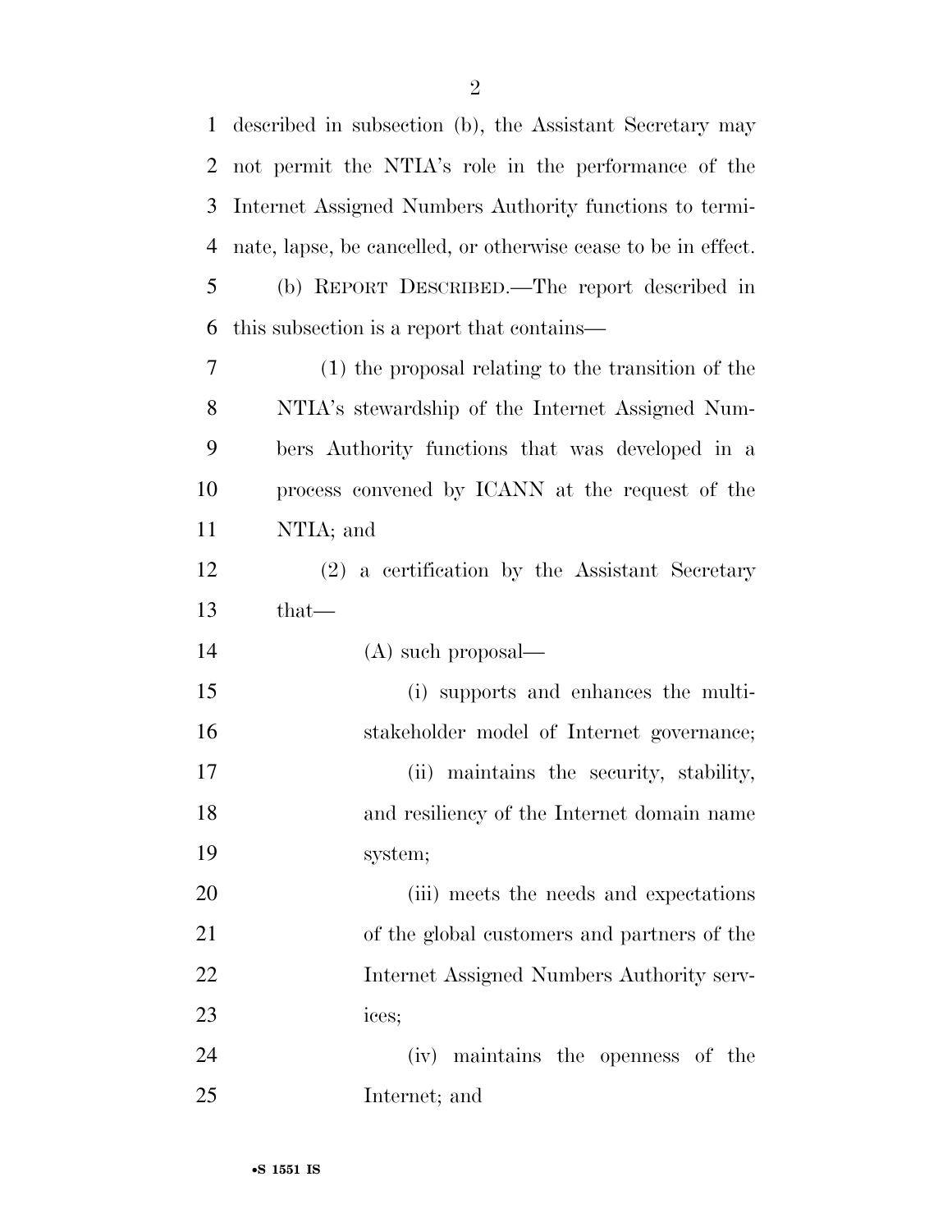described in subsection (b), the Assistant Secretary may not permit the NTIA's role in the performance of the Internet Assigned Numbers Authority functions to terminate, lapse, be cancelled, or otherwise cease to be in effect.

(b) REPORT DESCRIBED.—The report described in this subsection is a report that contains—

(1) the proposal relating to the transition of the NTIA's stewardship of the Internet Assigned Numbers Authority functions that was developed in a process convened by ICANN at the request of the NTIA; and

(2) a certification by the Assistant Secretary that—

(A) such proposal—

(i) supports and enhances the multistakeholder model of Internet governance;

(ii) maintains the security, stability, and resiliency of the Internet domain name system;

(iii) meets the needs and expectations of the global customers and partners of the Internet Assigned Numbers Authority services;

(iv) maintains the openness of the Internet; and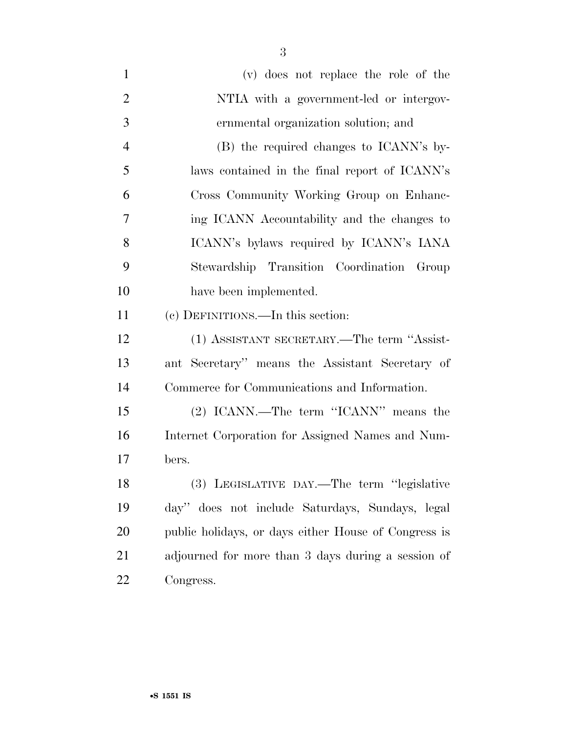(v) does not replace the role of the NTIA with a government-led or intergovernmental organization solution; and

(B) the required changes to ICANN's bylaws contained in the final report of ICANN's Cross Community Working Group on Enhancing ICANN Accountability and the changes to ICANN's bylaws required by ICANN's IANA Stewardship Transition Coordination Group have been implemented.

(c) DEFINITIONS.—In this section:

(1) ASSISTANT SECRETARY.—The term "Assistant Secretary" means the Assistant Secretary of Commerce for Communications and Information.

(2) ICANN.—The term "ICANN" means the Internet Corporation for Assigned Names and Numbers.

(3) LEGISLATIVE DAY.—The term "legislative day" does not include Saturdays, Sundays, legal public holidays, or days either House of Congress is adjourned for more than 3 days during a session of Congress.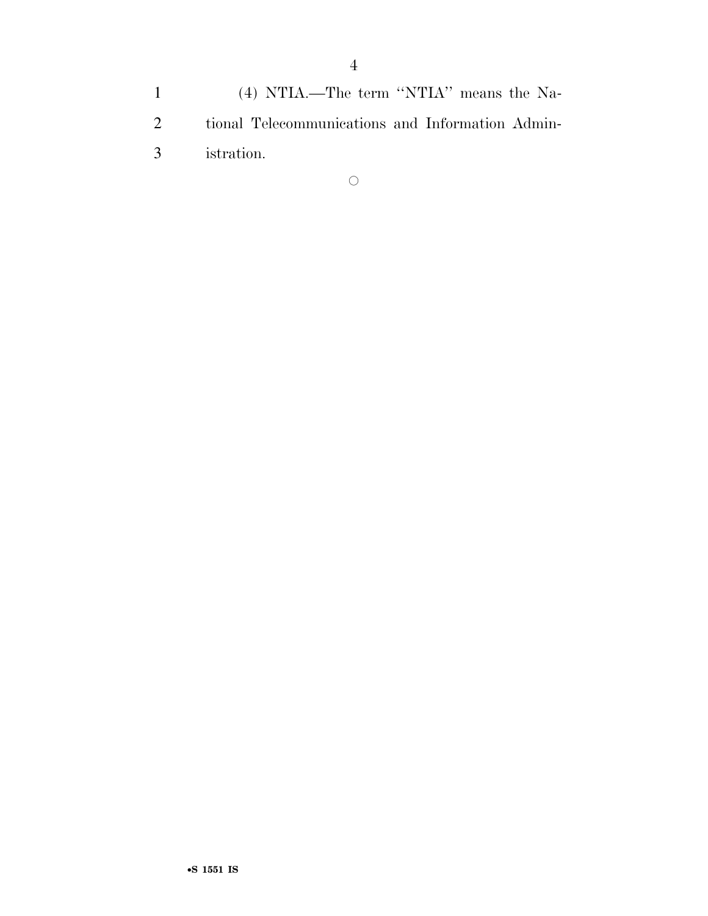(4) NTIA.—The term ''NTIA'' means the National Telecommunications and Information Administration.

○